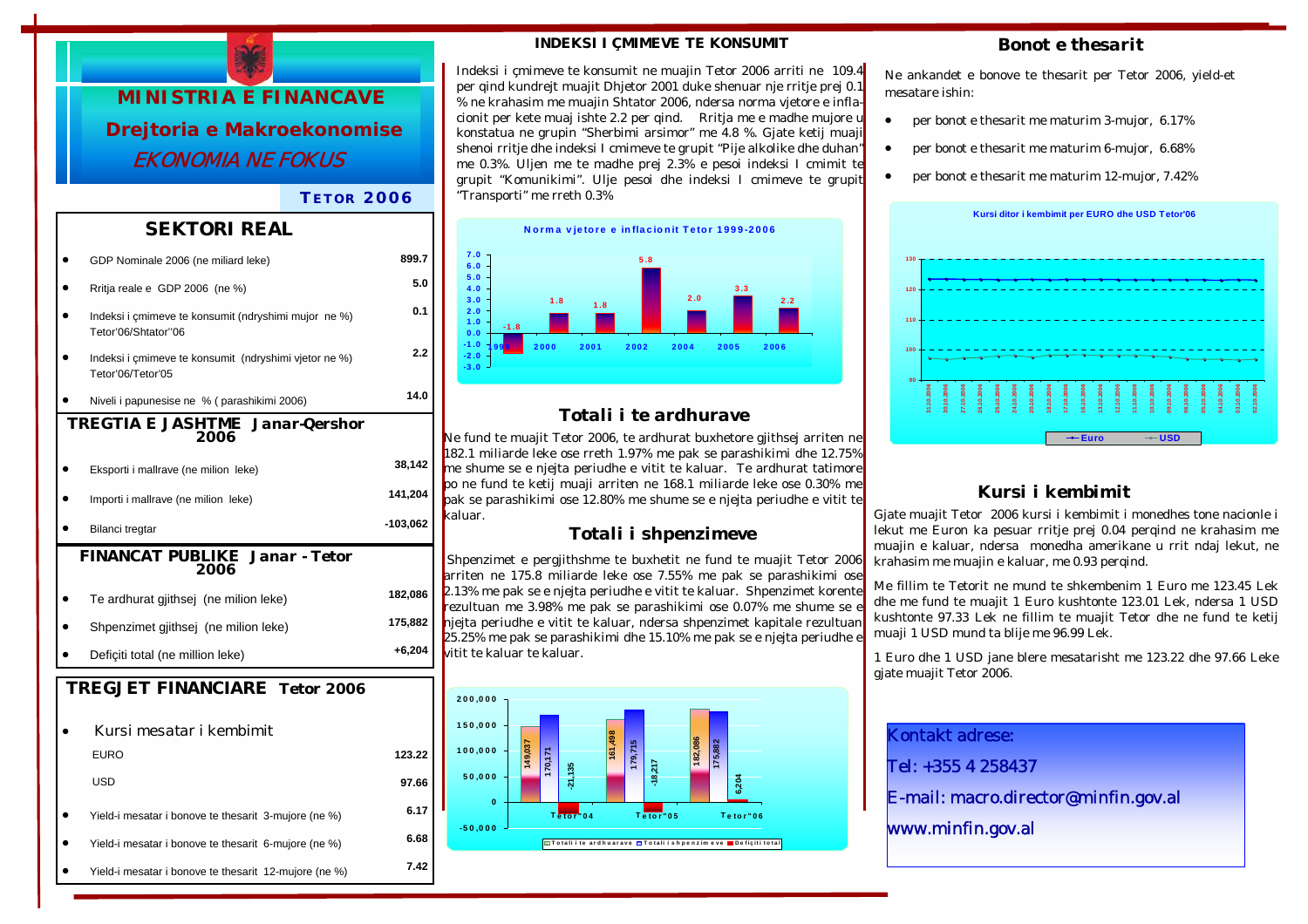# MINISTRIA E FINANCAVE

## Drejtoria e Makroekonomise

*EKONOMIA NE FOKUS*

**TETOR 2006**

## SEKTORI REAL

| | |
|---|---|
| GDP Nominale 2006 (ne miliard leke) | 899.7 |
| Rritja reale e GDP 2006 (ne %) | 5.0 |
| Indeksi i çmimeve te konsumit (ndryshimi mujor ne %) Tetor'06/Shtator'06 | 0.1 |
| Indeksi i çmimeve te konsumit (ndryshimi vjetor ne %) Tetor'06/Tetor'05 | 2.2 |
| Niveli i papunesise ne % ( parashikimi 2006) | 14.0 |

## TREGTIA E JASHTME Janar-Qershor 2006

| | |
|---|---|
| Eksporti i mallrave (ne milion leke) | 38,142 |
| Importi i mallrave (ne milion leke) | 141,204 |
| Bilanci tregtar | -103,062 |

## FINANCAT PUBLIKE Janar - Tetor 2006

| | |
|---|---|
| Te ardhurat gjithsej (ne milion leke) | 182,086 |
| Shpenzimet gjithsej (ne milion leke) | 175,882 |
| Defiçiti total (ne million leke) | +6,204 |

## TREGJET FINANCIARE Tetor 2006

| | |
|---|---|
| Kursi mesatar i kembimit | |
| EURO | 123.22 |
| USD | 97.66 |
| Yield-i mesatar i bonove te thesarit 3-mujore (ne %) | 6.17 |
| Yield-i mesatar i bonove te thesarit 6-mujore (ne %) | 6.68 |
| Yield-i mesatar i bonove te thesarit 12-mujore (ne %) | 7.42 |

## INDEKSI I ÇMIMEVE TE KONSUMIT

Indeksi i çmimeve te konsumit ne muajin Tetor 2006 arriti ne 109.4 per qind kundrejt muajit Dhjetor 2001 duke shenuar nje rritje prej 0.1 % ne krahasim me muajin Shtator 2006, ndersa norma vjetore e inflacionit per kete muaj ishte 2.2 per qind. Rritja me e madhe mujore u konstatua ne grupin "Sherbimi arsimor" me 4.8 %. Gjate ketij muaji shenoi rritje dhe indeksi I cmimeve te grupit "Pije alkolike dhe duhan" me 0.3%. Uljen me te madhe prej 2.3% e pesoi indeksi I cmimit te grupit "Komunikimi". Ulje pesoi dhe indeksi I cmimeve te grupit "Transporti" me rreth 0.3%

**Norma vjetore e inflacionit Tetor 1999-2006**

| 1999 | 2000 | 2001 | 2002 | 2004 | 2005 | 2006 |
|---|---|---|---|---|---|---|
| -1.8 | 1.8 | 1.8 | 5.8 | 2.0 | 3.3 | 2.2 |

## Totali i te ardhurave

Ne fund te muajit Tetor 2006, te ardhurat buxhetore gjithsej arriten ne 182.1 miliarde leke ose rreth 1.97% me pak se parashikimi dhe 12.75% me shume se e njejta periudhe e vitit te kaluar. Te ardhurat tatimore po ne fund te ketij muaji arriten ne 168.1 miliarde leke ose 0.30% me pak se parashikimi ose 12.80% me shume se e njejta periudhe e vitit te kaluar.

## Totali i shpenzimeve

Shpenzimet e pergjithshme te buxhetit ne fund te muajit Tetor 2006 arriten ne 175.8 miliarde leke ose 7.55% me pak se parashikimi ose 2.13% me pak se e njejta periudhe e vitit te kaluar. Shpenzimet korente rezultuan me 3.98% me pak se parashikimi ose 0.07% me shume se e njejta periudhe e vitit te kaluar, ndersa shpenzimet kapitale rezultuan 25.25% me pak se parashikimi dhe 15.10% me pak se e njejta periudhe e vitit te kaluar te kaluar.

| | Totali i te ardhurave | Totali i shpenzimeve | Deficiti total |
|---|---|---|---|
| Tetor"04 | 149,037 | 170,171 | -21,135 |
| Tetor"05 | 161,498 | 179,715 | -18,217 |
| Tetor"06 | 182,086 | 175,882 | 6,204 |

## Bonot e thesarit

Ne ankandet e bonove te thesarit per Tetor 2006, yield-et mesatare ishin:

- per bonot e thesarit me maturim 3-mujor, 6.17%
- per bonot e thesarit me maturim 6-mujor, 6.68%
- per bonot e thesarit me maturim 12-mujor, 7.42%

**Kursi ditor i kembimit per EURO dhe USD Tetor'06**

## Kursi i kembimit

Gjate muajit Tetor 2006 kursi i kembimit i monedhes tone nacionle i lekut me Euron ka pesuar rritje prej 0.04 perqind ne krahasim me muajin e kaluar, ndersa monedha amerikane u rrit ndaj lekut, ne krahasim me muajin e kaluar, me 0.93 perqind.

Me fillim te Tetorit ne mund te shkembenim 1 Euro me 123.45 Lek dhe me fund te muajit 1 Euro kushtonte 123.01 Lek, ndersa 1 USD kushtonte 97.33 Lek ne fillim te muajit Tetor dhe ne fund te ketij muaji 1 USD mund ta blije me 96.99 Lek.

1 Euro dhe 1 USD jane blere mesatarisht me 123.22 dhe 97.66 Leke gjate muajit Tetor 2006.

Kontakt adrese:

Tel: +355 4 258437

E-mail: macro.director@minfin.gov.al

www.minfin.gov.al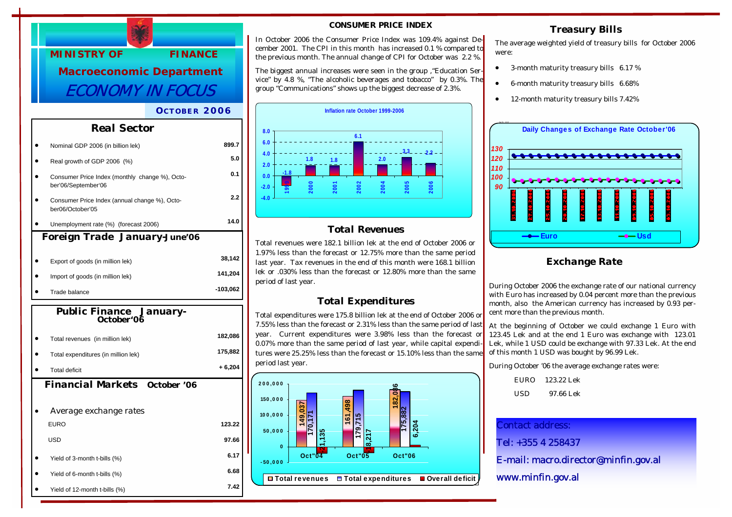# MINISTRY OF FINANCE

## Macroeconomic Department

## *ECONOMY IN FOCUS*

**OCTOBER 2006**

## Real Sector

| | |
|---|---|
| Nominal GDP 2006 (in billion lek) | 899.7 |
| Real growth of GDP 2006 (%) | 5.0 |
| Consumer Price Index (monthly change %), October'06/September'06 | 0.1 |
| Consumer Price Index (annual change %), October06/October'05 | 2.2 |
| Unemployment rate (%) (forecast 2006) | 14.0 |

## Foreign Trade January-June'06

| | |
|---|---|
| Export of goods (in million lek) | 38,142 |
| Import of goods (in million lek) | 141,204 |
| Trade balance | -103,062 |

## Public Finance January-October'06

| | |
|---|---|
| Total revenues (in million lek) | 182,086 |
| Total expenditures (in million lek) | 175,882 |
| Total deficit | + 6,204 |

## Financial Markets October '06

| | |
|---|---|
| Average exchange rates | |
| EURO | 123.22 |
| USD | 97.66 |
| Yield of 3-month t-bills (%) | 6.17 |
| Yield of 6-month t-bills (%) | 6.68 |
| Yield of 12-month t-bills (%) | 7.42 |

## CONSUMER PRICE INDEX

In October 2006 the Consumer Price Index was 109.4% against December 2001. The CPI in this month has increased 0.1 % compared to the previous month. The annual change of CPI for October was 2.2 %.

The biggest annual increases were seen in the group ,"Education Service" by 4.8 %, "The alcoholic beverages and tobacco" by 0.3%. The group "Communications" shows up the biggest decrease of 2.3%.

Inflation rate October 1999-2006

8.0
6.0
4.0
2.0
0.0
-2.0
-4.0

1999: -1.8
2000: 1.8
2001: 1.8
2002: 6.1
2004: 2.0
2005: 3.3
2006: 2.2

## Total Revenues

Total revenues were 182.1 billion lek at the end of October 2006 or 1.97% less than the forecast or 12.75% more than the same period last year. Tax revenues in the end of this month were 168.1 billion lek or .030% less than the forecast or 12.80% more than the same period of last year.

## Total Expenditures

Total expenditures were 175.8 billion lek at the end of October 2006 or 7.55% less than the forecast or 2.31% less than the same period of last year. Current expenditures were 3.98% less than the forecast or 0.07% more than the same period of last year, while capital expenditures were 25.25% less than the forecast or 15.10% less than the same period last year.

200,000
150,000
100,000
50,000
0
-50,000

Oct"04: 149,037 170,171 -1,135
Oct"05: 161,498 179,715 -8,217
Oct"06: 182,086 175,882 6,204

Total revenues
Total expenditures
Overall deficit

## Treasury Bills

The average weighted yield of treasury bills for October 2006 were:

- 3-month maturity treasury bills 6.17 %
- 6-month maturity treasury bills 6.68%
- 12-month maturity treasury bills 7.42%

Daily Changes of Exchange Rate October'06

130
120
110
100
90

31.10.2006
27.10.2006
25.10.2006
20.10.2006
17.10.2006
13.10.2006
11.10.2006
09.10.2006
05.10.2006
03.10.2006

Euro
Usd

## Exchange Rate

During October 2006 the exchange rate of our national currency with Euro has increased by 0.04 percent more than the previous month, also the American currency has increased by 0.93 percent more than the previous month.

At the beginning of October we could exchange 1 Euro with 123.45 Lek and at the end 1 Euro was exchange with 123.01 Lek, while 1 USD could be exchange with 97.33 Lek. At the end of this month 1 USD was bought by 96.99 Lek.

During October '06 the average exchange rates were:

| | |
|---|---|
| EURO | 123.22 Lek |
| USD | 97.66 Lek |

Contact address:

Tel: +355 4 258437

E-mail: macro.director@minfin.gov.al

www.minfin.gov.al